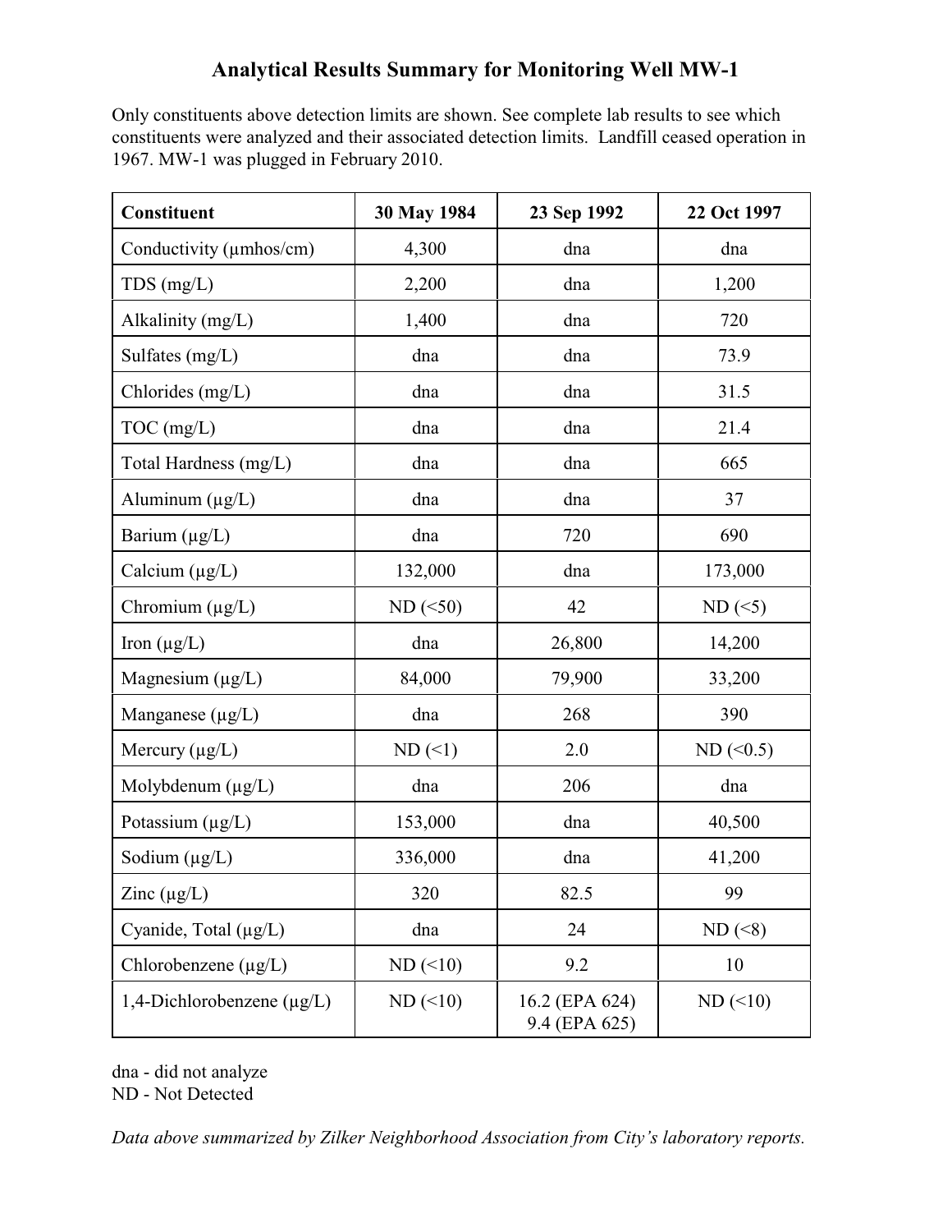# Analytical Results Summary for Monitoring Well MW-1

Only constituents above detection limits are shown. See complete lab results to see which constituents were analyzed and their associated detection limits. Landfill ceased operation in 1967. MW-1 was plugged in February 2010.

| Constituent | 30 May 1984 | 23 Sep 1992 | 22 Oct 1997 |
|---|---|---|---|
| Conductivity (μmhos/cm) | 4,300 | dna | dna |
| TDS (mg/L) | 2,200 | dna | 1,200 |
| Alkalinity (mg/L) | 1,400 | dna | 720 |
| Sulfates (mg/L) | dna | dna | 73.9 |
| Chlorides (mg/L) | dna | dna | 31.5 |
| TOC (mg/L) | dna | dna | 21.4 |
| Total Hardness (mg/L) | dna | dna | 665 |
| Aluminum (μg/L) | dna | dna | 37 |
| Barium (μg/L) | dna | 720 | 690 |
| Calcium (μg/L) | 132,000 | dna | 173,000 |
| Chromium (μg/L) | ND (<50) | 42 | ND (<5) |
| Iron (μg/L) | dna | 26,800 | 14,200 |
| Magnesium (μg/L) | 84,000 | 79,900 | 33,200 |
| Manganese (μg/L) | dna | 268 | 390 |
| Mercury (μg/L) | ND (<1) | 2.0 | ND (<0.5) |
| Molybdenum (μg/L) | dna | 206 | dna |
| Potassium (μg/L) | 153,000 | dna | 40,500 |
| Sodium (μg/L) | 336,000 | dna | 41,200 |
| Zinc (μg/L) | 320 | 82.5 | 99 |
| Cyanide, Total (μg/L) | dna | 24 | ND (<8) |
| Chlorobenzene (μg/L) | ND (<10) | 9.2 | 10 |
| 1,4-Dichlorobenzene (μg/L) | ND (<10) | 16.2 (EPA 624)<br>9.4 (EPA 625) | ND (<10) |

dna - did not analyze
ND - Not Detected

*Data above summarized by Zilker Neighborhood Association from City's laboratory reports.*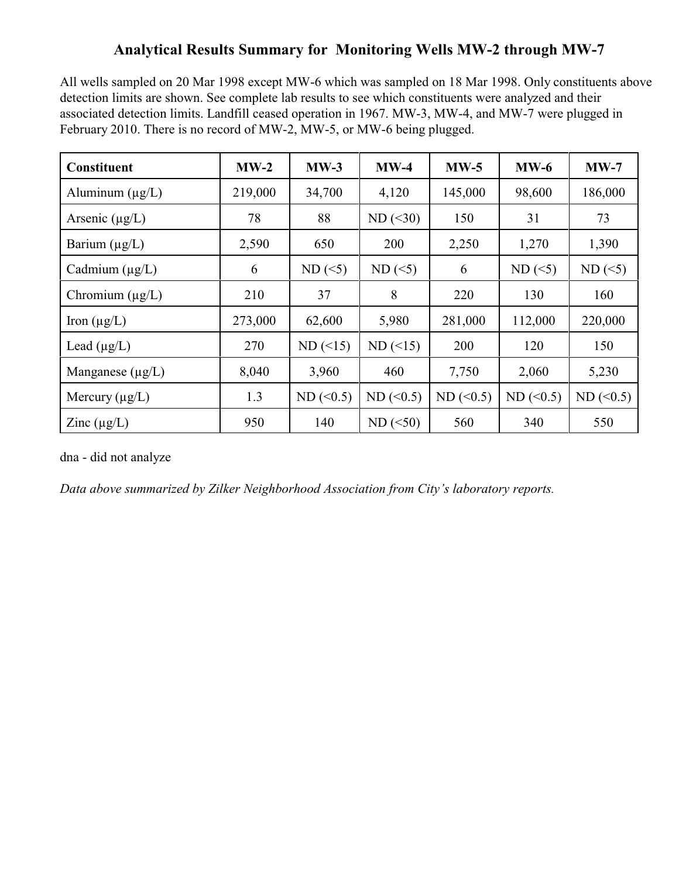# Analytical Results Summary for Monitoring Wells MW-2 through MW-7

All wells sampled on 20 Mar 1998 except MW-6 which was sampled on 18 Mar 1998. Only constituents above detection limits are shown. See complete lab results to see which constituents were analyzed and their associated detection limits. Landfill ceased operation in 1967. MW-3, MW-4, and MW-7 were plugged in February 2010. There is no record of MW-2, MW-5, or MW-6 being plugged.

| **Constituent** | **MW-2** | **MW-3** | **MW-4** | **MW-5** | **MW-6** | **MW-7** |
|---|---|---|---|---|---|---|
| Aluminum (µg/L) | 219,000 | 34,700 | 4,120 | 145,000 | 98,600 | 186,000 |
| Arsenic (µg/L) | 78 | 88 | ND (<30) | 150 | 31 | 73 |
| Barium (µg/L) | 2,590 | 650 | 200 | 2,250 | 1,270 | 1,390 |
| Cadmium (µg/L) | 6 | ND (<5) | ND (<5) | 6 | ND (<5) | ND (<5) |
| Chromium (µg/L) | 210 | 37 | 8 | 220 | 130 | 160 |
| Iron (µg/L) | 273,000 | 62,600 | 5,980 | 281,000 | 112,000 | 220,000 |
| Lead (µg/L) | 270 | ND (<15) | ND (<15) | 200 | 120 | 150 |
| Manganese (µg/L) | 8,040 | 3,960 | 460 | 7,750 | 2,060 | 5,230 |
| Mercury (µg/L) | 1.3 | ND (<0.5) | ND (<0.5) | ND (<0.5) | ND (<0.5) | ND (<0.5) |
| Zinc (µg/L) | 950 | 140 | ND (<50) | 560 | 340 | 550 |

dna - did not analyze

*Data above summarized by Zilker Neighborhood Association from City's laboratory reports.*